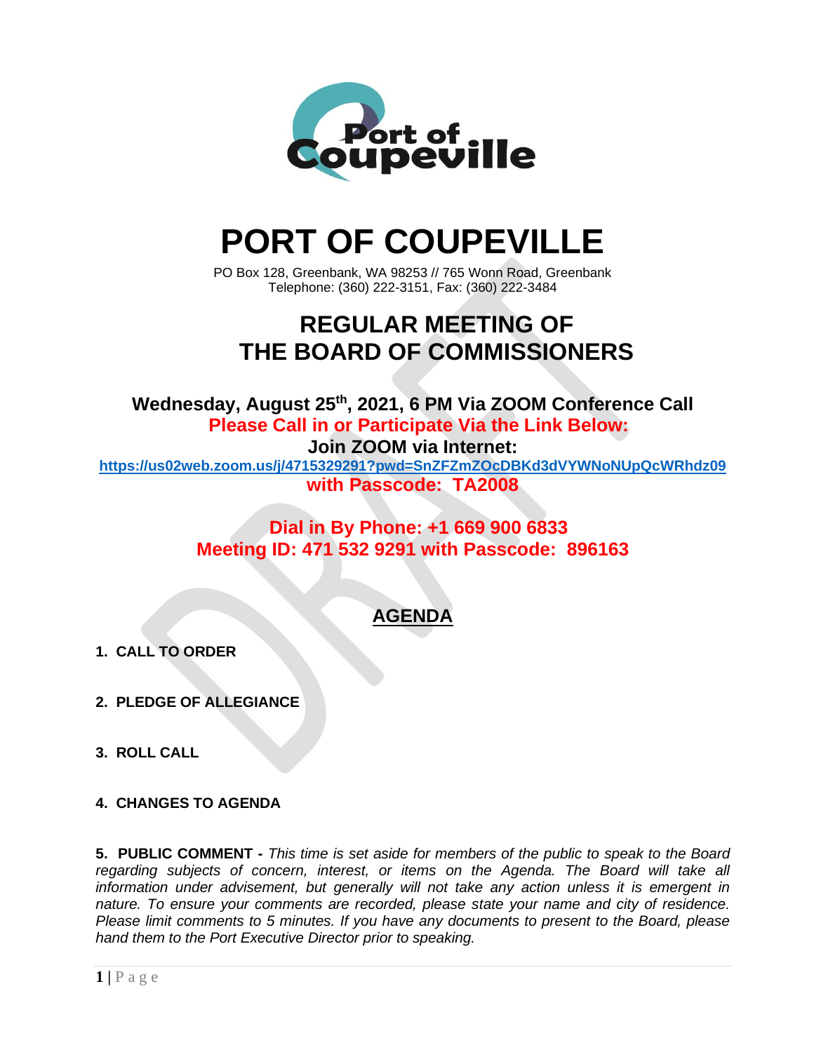# PORT OF COUPEVILLE

PO Box 128, Greenbank, WA 98253 // 765 Wonn Road, Greenbank
Telephone: (360) 222-3151, Fax: (360) 222-3484

## REGULAR MEETING OF THE BOARD OF COMMISSIONERS

**Wednesday, August 25th, 2021, 6 PM Via ZOOM Conference Call**

**Please Call in or Participate Via the Link Below:**

**Join ZOOM via Internet:**

**https://us02web.zoom.us/j/4715329291?pwd=SnZFZmZOcDBKd3dVYWNoNUpQcWRhdz09**

**with Passcode: TA2008**

**Dial in By Phone: +1 669 900 6833**

**Meeting ID: 471 532 9291 with Passcode: 896163**

## AGENDA

1. **CALL TO ORDER**

2. **PLEDGE OF ALLEGIANCE**

3. **ROLL CALL**

4. **CHANGES TO AGENDA**

5. **PUBLIC COMMENT -** *This time is set aside for members of the public to speak to the Board regarding subjects of concern, interest, or items on the Agenda. The Board will take all information under advisement, but generally will not take any action unless it is emergent in nature. To ensure your comments are recorded, please state your name and city of residence. Please limit comments to 5 minutes. If you have any documents to present to the Board, please hand them to the Port Executive Director prior to speaking.*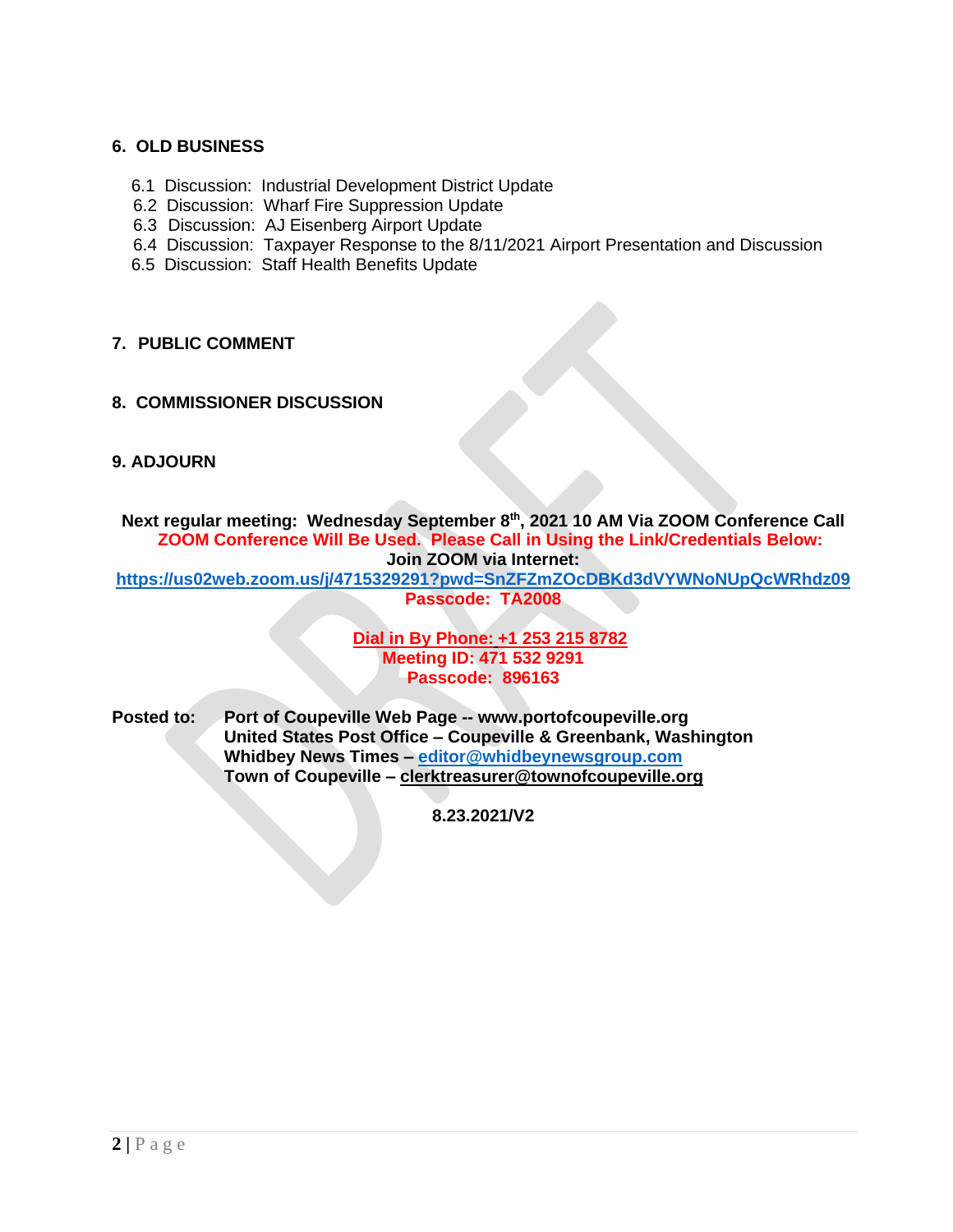## 6. OLD BUSINESS

6.1 Discussion: Industrial Development District Update
6.2 Discussion: Wharf Fire Suppression Update
6.3 Discussion: AJ Eisenberg Airport Update
6.4 Discussion: Taxpayer Response to the 8/11/2021 Airport Presentation and Discussion
6.5 Discussion: Staff Health Benefits Update

## 7. PUBLIC COMMENT

## 8. COMMISSIONER DISCUSSION

## 9. ADJOURN

**Next regular meeting: Wednesday September 8th, 2021 10 AM Via ZOOM Conference Call**
**ZOOM Conference Will Be Used. Please Call in Using the Link/Credentials Below:**
**Join ZOOM via Internet:**
**https://us02web.zoom.us/j/4715329291?pwd=SnZFZmZOcDBKd3dVYWNoNUpQcWRhdz09**
**Passcode: TA2008**

**Dial in By Phone: +1 253 215 8782**
**Meeting ID: 471 532 9291**
**Passcode: 896163**

**Posted to:** **Port of Coupeville Web Page -- www.portofcoupeville.org**
**United States Post Office – Coupeville & Greenbank, Washington**
**Whidbey News Times – editor@whidbeynewsgroup.com**
**Town of Coupeville – clerktreasurer@townofcoupeville.org**

**8.23.2021/V2**